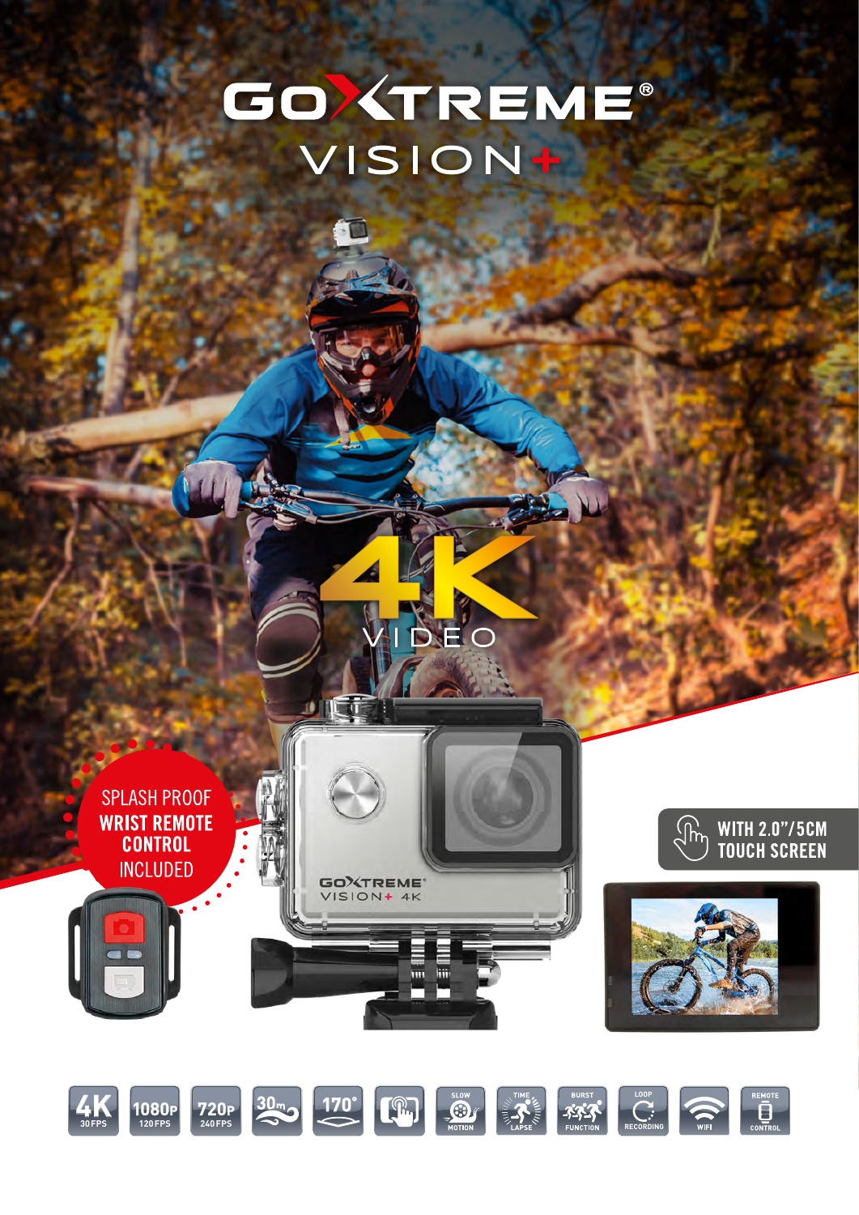# GOXTREME®

## VISION+

# 4K VIDEO

SPLASH PROOF **WRIST REMOTE CONTROL** INCLUDED

**WITH 2.0"/5CM TOUCH SCREEN**

GOXTREME® VISION+ 4K

4K 30FPS | 1080P 120FPS | 720P 240FPS | 30m | 170° | SLOW MOTION | TIME LAPSE | BURST FUNCTION | LOOP RECORDING | WIFI | REMOTE CONTROL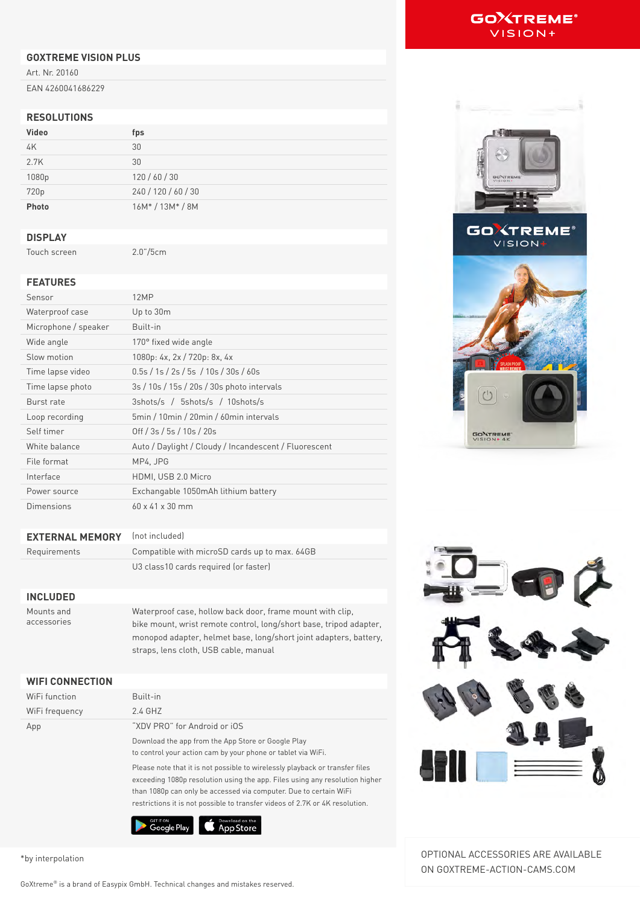GOXTREME
VISION+

## GOXTREME VISION PLUS

Art. Nr. 20160

EAN 4260041686229

## RESOLUTIONS

| Video | fps |
|---|---|
| 4K | 30 |
| 2.7K | 30 |
| 1080p | 120 / 60 / 30 |
| 720p | 240 / 120 / 60 / 30 |
| **Photo** | 16M* / 13M* / 8M |

## DISPLAY

| | |
|---|---|
| Touch screen | 2.0"/5cm |

## FEATURES

| | |
|---|---|
| Sensor | 12MP |
| Waterproof case | Up to 30m |
| Microphone / speaker | Built-in |
| Wide angle | 170° fixed wide angle |
| Slow motion | 1080p: 4x, 2x / 720p: 8x, 4x |
| Time lapse video | 0.5s / 1s / 2s / 5s / 10s / 30s / 60s |
| Time lapse photo | 3s / 10s / 15s / 20s / 30s photo intervals |
| Burst rate | 3shots/s / 5shots/s / 10shots/s |
| Loop recording | 5min / 10min / 20min / 60min intervals |
| Self timer | Off / 3s / 5s / 10s / 20s |
| White balance | Auto / Daylight / Cloudy / Incandescent / Fluorescent |
| File format | MP4, JPG |
| Interface | HDMI, USB 2.0 Micro |
| Power source | Exchangable 1050mAh lithium battery |
| Dimensions | 60 x 41 x 30 mm |

## EXTERNAL MEMORY (not included)

| | |
|---|---|
| Requirements | Compatible with microSD cards up to max. 64GB |
| | U3 class10 cards required (or faster) |

## INCLUDED

| | |
|---|---|
| Mounts and accessories | Waterproof case, hollow back door, frame mount with clip, bike mount, wrist remote control, long/short base, tripod adapter, monopod adapter, helmet base, long/short joint adapters, battery, straps, lens cloth, USB cable, manual |

## WIFI CONNECTION

| | |
|---|---|
| WiFi function | Built-in |
| WiFi frequency | 2.4 GHZ |
| App | "XDV PRO" for Android or iOS |

Download the app from the App Store or Google Play to control your action cam by your phone or tablet via WiFi.

Please note that it is not possible to wirelessly playback or transfer files exceeding 1080p resolution using the app. Files using any resolution higher than 1080p can only be accessed via computer. Due to certain WiFi restrictions it is not possible to transfer videos of 2.7K or 4K resolution.

GET IT ON Google Play | Download on the App Store

*by interpolation

OPTIONAL ACCESSORIES ARE AVAILABLE ON GOXTREME-ACTION-CAMS.COM

GoXtreme® is a brand of Easypix GmbH. Technical changes and mistakes reserved.